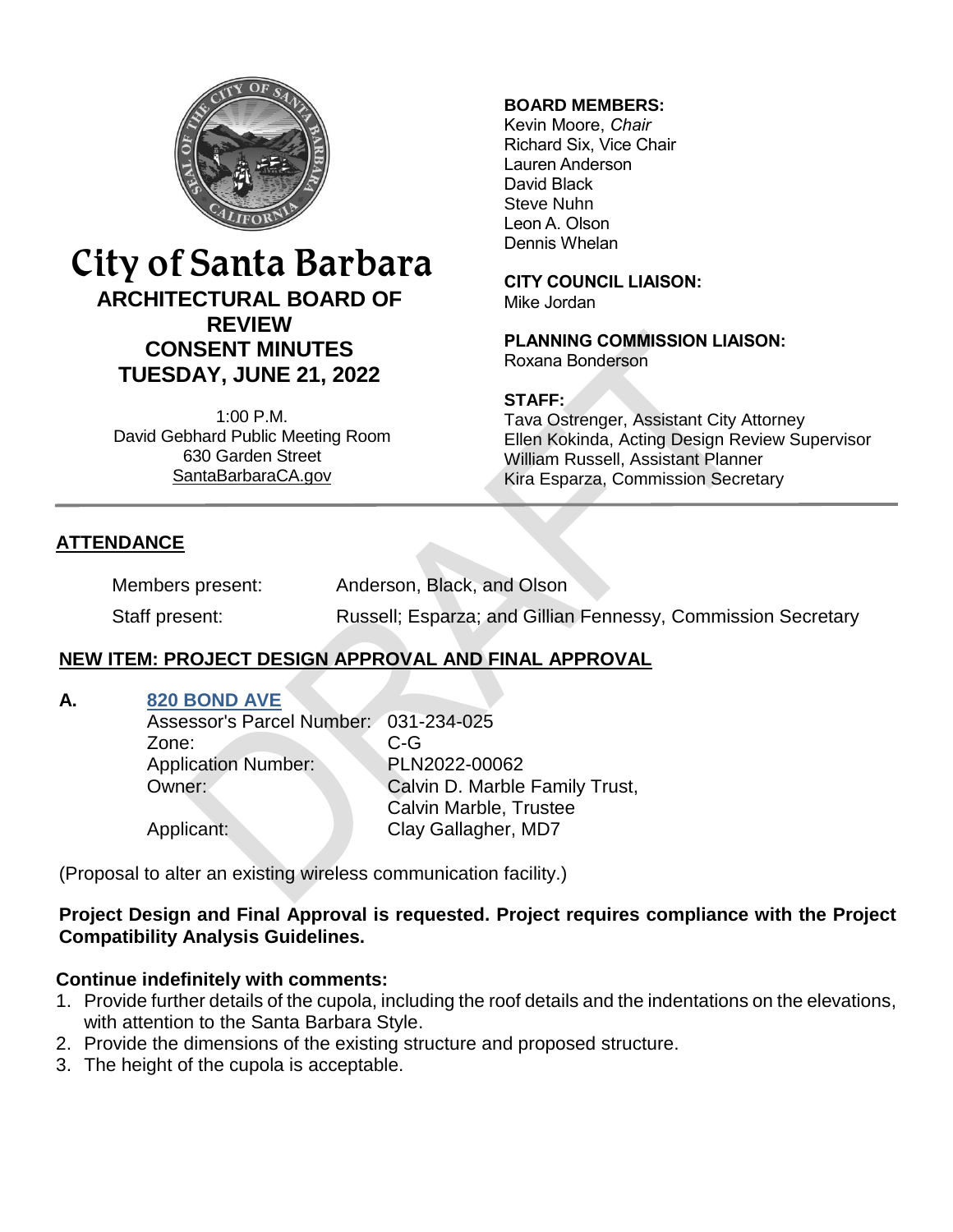# City of Santa Barbara

## ARCHITECTURAL BOARD OF REVIEW
## CONSENT MINUTES
## TUESDAY, JUNE 21, 2022

1:00 P.M.
David Gebhard Public Meeting Room
630 Garden Street
SantaBarbaraCA.gov

**BOARD MEMBERS:**
Kevin Moore, *Chair*
Richard Six, Vice Chair
Lauren Anderson
David Black
Steve Nuhn
Leon A. Olson
Dennis Whelan

**CITY COUNCIL LIAISON:**
Mike Jordan

**PLANNING COMMISSION LIAISON:**
Roxana Bonderson

**STAFF:**
Tava Ostrenger, Assistant City Attorney
Ellen Kokinda, Acting Design Review Supervisor
William Russell, Assistant Planner
Kira Esparza, Commission Secretary

## ATTENDANCE

Members present: Anderson, Black, and Olson

Staff present: Russell; Esparza; and Gillian Fennessy, Commission Secretary

## NEW ITEM: PROJECT DESIGN APPROVAL AND FINAL APPROVAL

**A.** **820 BOND AVE**

Assessor's Parcel Number: 031-234-025
Zone: C-G
Application Number: PLN2022-00062
Owner: Calvin D. Marble Family Trust, Calvin Marble, Trustee
Applicant: Clay Gallagher, MD7

(Proposal to alter an existing wireless communication facility.)

**Project Design and Final Approval is requested. Project requires compliance with the Project Compatibility Analysis Guidelines.**

**Continue indefinitely with comments:**

1. Provide further details of the cupola, including the roof details and the indentations on the elevations, with attention to the Santa Barbara Style.
2. Provide the dimensions of the existing structure and proposed structure.
3. The height of the cupola is acceptable.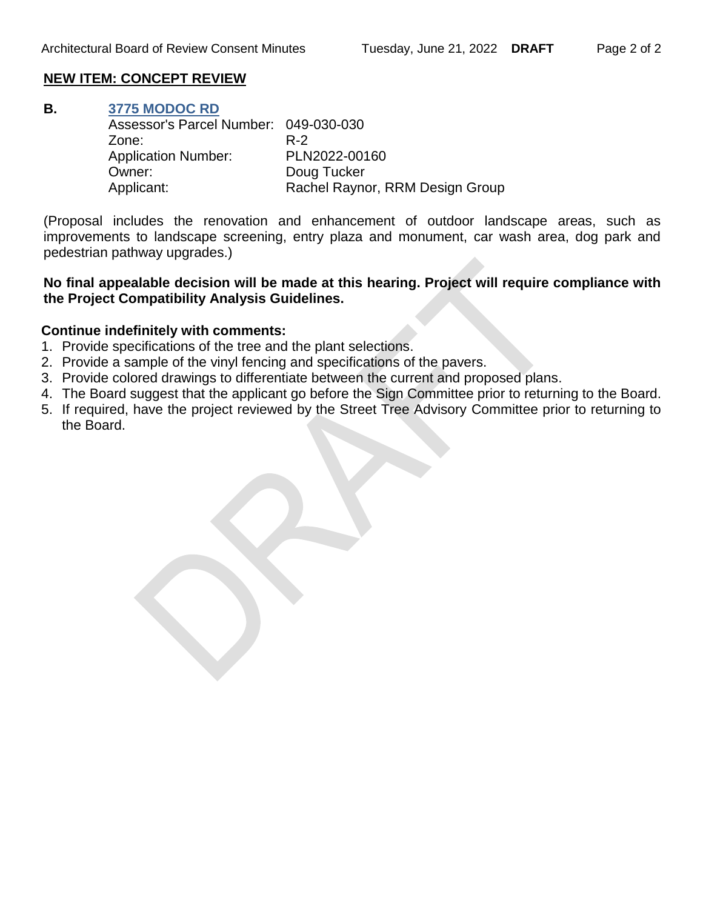## NEW ITEM: CONCEPT REVIEW

**B.** **3775 MODOC RD**

| | |
|---|---|
| Assessor's Parcel Number: | 049-030-030 |
| Zone: | R-2 |
| Application Number: | PLN2022-00160 |
| Owner: | Doug Tucker |
| Applicant: | Rachel Raynor, RRM Design Group |

(Proposal includes the renovation and enhancement of outdoor landscape areas, such as improvements to landscape screening, entry plaza and monument, car wash area, dog park and pedestrian pathway upgrades.)

**No final appealable decision will be made at this hearing. Project will require compliance with the Project Compatibility Analysis Guidelines.**

**Continue indefinitely with comments:**

1. Provide specifications of the tree and the plant selections.
2. Provide a sample of the vinyl fencing and specifications of the pavers.
3. Provide colored drawings to differentiate between the current and proposed plans.
4. The Board suggest that the applicant go before the Sign Committee prior to returning to the Board.
5. If required, have the project reviewed by the Street Tree Advisory Committee prior to returning to the Board.